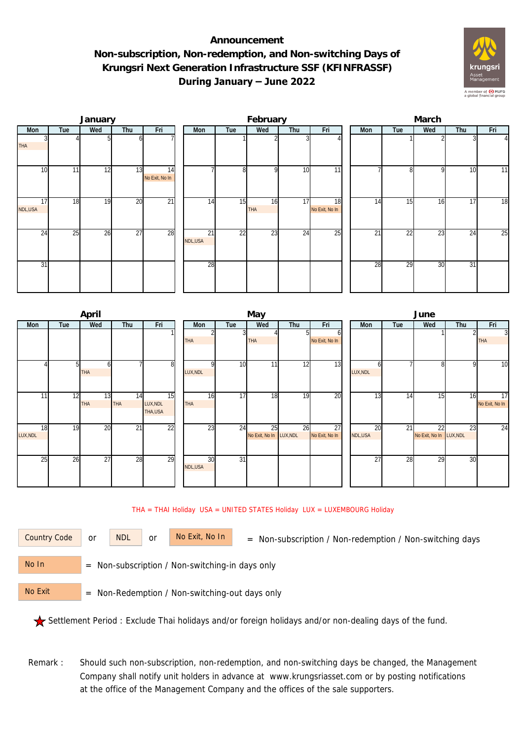# Announcement

## Non-subscription, Non-redemption, and Non-switching Days of Krungsri Next Generation Infrastructure SSF (KFINFRASSF) During January – June 2022

### January

| Mon | Tue | Wed | Thu | Fri |
|---|---|---|---|---|
| 3 THA | 4 | 5 | 6 | 7 |
| 10 | 11 | 12 | 13 | 14 No Exit, No In |
| 17 NDL,USA | 18 | 19 | 20 | 21 |
| 24 | 25 | 26 | 27 | 28 |
| 31 | | | | |

### February

| Mon | Tue | Wed | Thu | Fri |
|---|---|---|---|---|
| | 1 | 2 | 3 | 4 |
| 7 | 8 | 9 | 10 | 11 |
| 14 | 15 | 16 THA | 17 | 18 No Exit, No In |
| 21 NDL,USA | 22 | 23 | 24 | 25 |
| 28 | | | | |

### March

| Mon | Tue | Wed | Thu | Fri |
|---|---|---|---|---|
| | 1 | 2 | 3 | 4 |
| 7 | 8 | 9 | 10 | 11 |
| 14 | 15 | 16 | 17 | 18 |
| 21 | 22 | 23 | 24 | 25 |
| 28 | 29 | 30 | 31 | |

### April

| Mon | Tue | Wed | Thu | Fri |
|---|---|---|---|---|
| | | | | 1 |
| 4 | 5 | 6 THA | 7 | 8 |
| 11 | 12 | 13 THA | 14 THA | 15 LUX,NDL THA,USA |
| 18 LUX,NDL | 19 | 20 | 21 | 22 |
| 25 | 26 | 27 | 28 | 29 |

### May

| Mon | Tue | Wed | Thu | Fri |
|---|---|---|---|---|
| 2 THA | 3 | 4 THA | 5 | 6 No Exit, No In |
| 9 LUX,NDL | 10 | 11 | 12 | 13 |
| 16 THA | 17 | 18 | 19 | 20 |
| 23 | 24 | 25 No Exit, No In | 26 LUX,NDL | 27 No Exit, No In |
| 30 NDL,USA | 31 | | | |

### June

| Mon | Tue | Wed | Thu | Fri |
|---|---|---|---|---|
| | | 1 | 2 | 3 THA |
| 6 LUX,NDL | 7 | 8 | 9 | 10 |
| 13 | 14 | 15 | 16 | 17 No Exit, No In |
| 20 NDL,USA | 21 | 22 No Exit, No In | 23 LUX,NDL | 24 |
| 27 | 28 | 29 | 30 | |

THA = THAI Holiday USA = UNITED STATES Holiday LUX = LUXEMBOURG Holiday

Country Code or NDL or No Exit, No In = Non-subscription / Non-redemption / Non-switching days

No In = Non-subscription / Non-switching-in days only

No Exit = Non-Redemption / Non-switching-out days only

★ Settlement Period : Exclude Thai holidays and/or foreign holidays and/or non-dealing days of the fund.

Remark : Should such non-subscription, non-redemption, and non-switching days be changed, the Management Company shall notify unit holders in advance at www.krungsriasset.com or by posting notifications at the office of the Management Company and the offices of the sale supporters.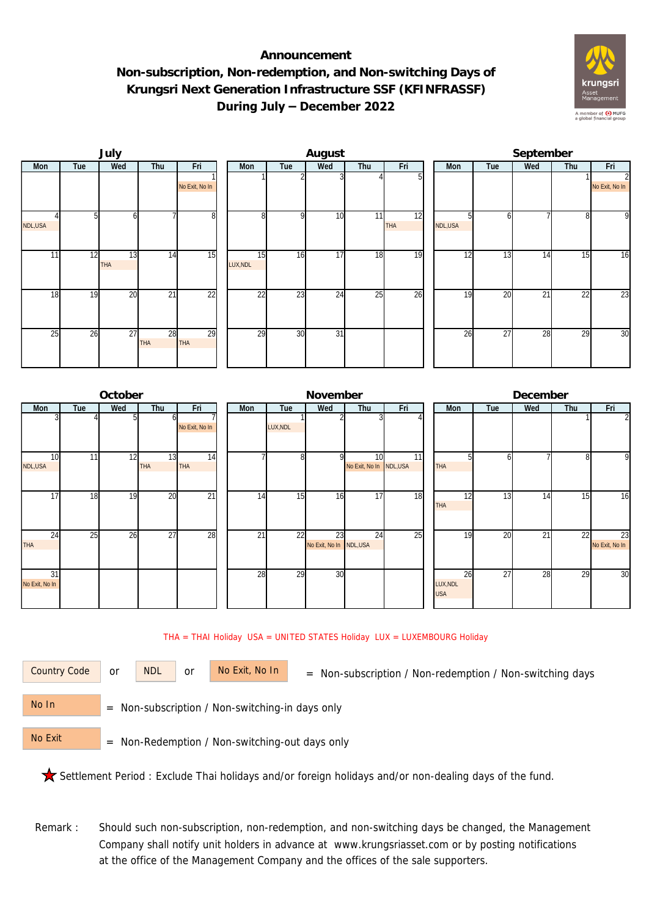**Announcement**
**Non-subscription, Non-redemption, and Non-switching Days of Krungsri Next Generation Infrastructure SSF (KFINFRASSF) During July – December 2022**

### July

| Mon | Tue | Wed | Thu | Fri |
|---|---|---|---|---|
| | | | | 1 No Exit, No In |
| 4 NDL,USA | 5 | 6 | 7 | 8 |
| 11 | 12 | 13 THA | 14 | 15 |
| 18 | 19 | 20 | 21 | 22 |
| 25 | 26 | 27 | 28 THA | 29 THA |

### August

| Mon | Tue | Wed | Thu | Fri |
|---|---|---|---|---|
| 1 | 2 | 3 | 4 | 5 |
| 8 | 9 | 10 | 11 | 12 THA |
| 15 LUX,NDL | 16 | 17 | 18 | 19 |
| 22 | 23 | 24 | 25 | 26 |
| 29 | 30 | 31 | | |

### September

| Mon | Tue | Wed | Thu | Fri |
|---|---|---|---|---|
| | | | 1 | 2 No Exit, No In |
| 5 NDL,USA | 6 | 7 | 8 | 9 |
| 12 | 13 | 14 | 15 | 16 |
| 19 | 20 | 21 | 22 | 23 |
| 26 | 27 | 28 | 29 | 30 |

### October

| Mon | Tue | Wed | Thu | Fri |
|---|---|---|---|---|
| 3 | 4 | 5 | 6 | 7 No Exit, No In |
| 10 NDL,USA | 11 | 12 | 13 THA | 14 THA |
| 17 | 18 | 19 | 20 | 21 |
| 24 THA | 25 | 26 | 27 | 28 |
| 31 No Exit, No In | | | | |

### November

| Mon | Tue | Wed | Thu | Fri |
|---|---|---|---|---|
| | 1 LUX,NDL | 2 | 3 | 4 |
| 7 | 8 | 9 | 10 No Exit, No In | 11 NDL,USA |
| 14 | 15 | 16 | 17 | 18 |
| 21 | 22 | 23 No Exit, No In | 24 NDL,USA | 25 |
| 28 | 29 | 30 | | |

### December

| Mon | Tue | Wed | Thu | Fri |
|---|---|---|---|---|
| | | | 1 | 2 |
| 5 THA | 6 | 7 | 8 | 9 |
| 12 THA | 13 | 14 | 15 | 16 |
| 19 | 20 | 21 | 22 | 23 No Exit, No In |
| 26 LUX,NDL USA | 27 | 28 | 29 | 30 |

THA = THAI Holiday USA = UNITED STATES Holiday LUX = LUXEMBOURG Holiday

Country Code or NDL or No Exit, No In = Non-subscription / Non-redemption / Non-switching days

No In = Non-subscription / Non-switching-in days only

No Exit = Non-Redemption / Non-switching-out days only

★ Settlement Period : Exclude Thai holidays and/or foreign holidays and/or non-dealing days of the fund.

Remark : Should such non-subscription, non-redemption, and non-switching days be changed, the Management Company shall notify unit holders in advance at www.krungsriasset.com or by posting notifications at the office of the Management Company and the offices of the sale supporters.